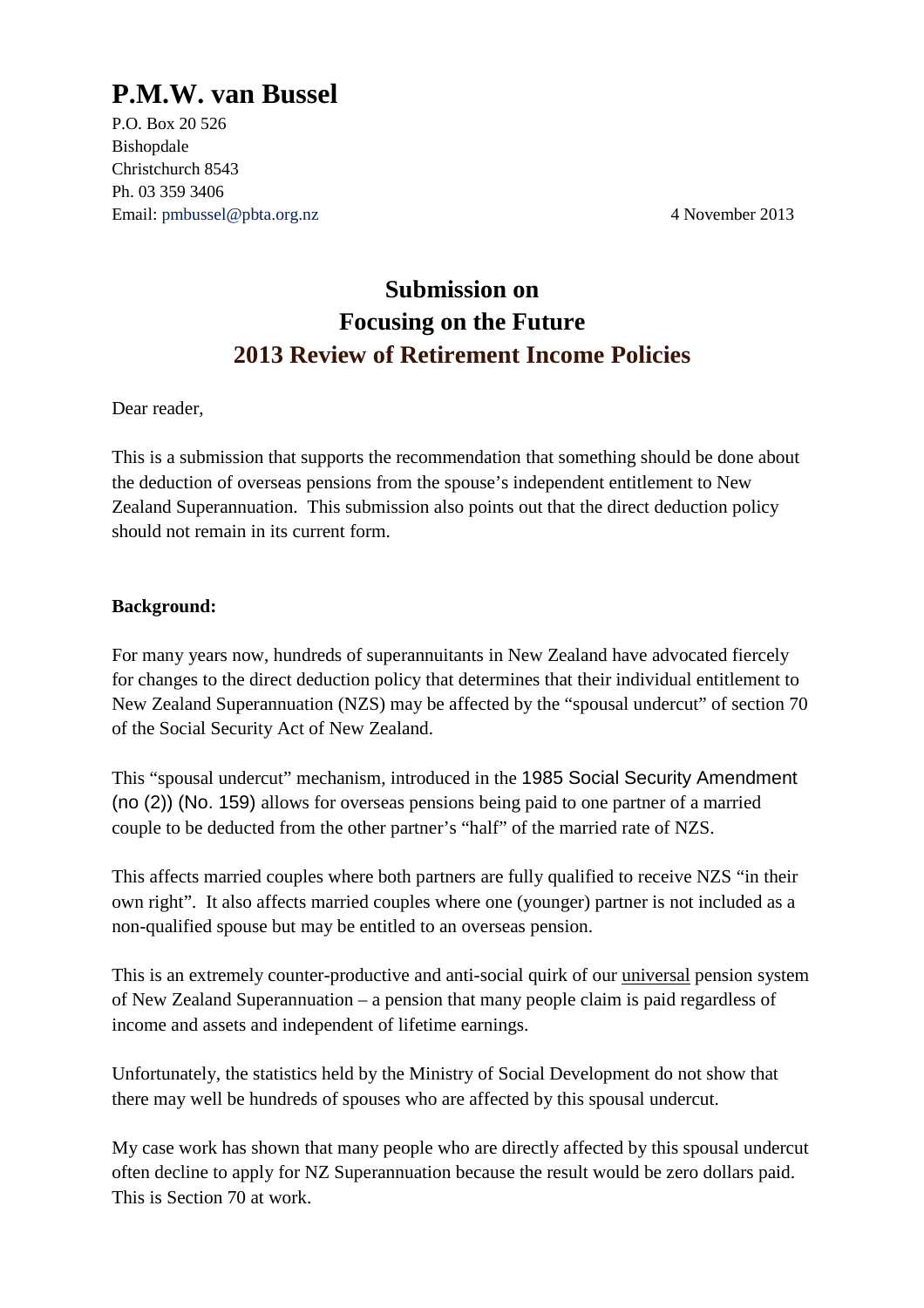# P.M.W. van Bussel

P.O. Box 20 526
Bishopdale
Christchurch 8543
Ph. 03 359 3406
Email: pmbussel@pbta.org.nz

4 November 2013

## Submission on
## Focusing on the Future
## 2013 Review of Retirement Income Policies

Dear reader,

This is a submission that supports the recommendation that something should be done about the deduction of overseas pensions from the spouse's independent entitlement to New Zealand Superannuation. This submission also points out that the direct deduction policy should not remain in its current form.

**Background:**

For many years now, hundreds of superannuitants in New Zealand have advocated fiercely for changes to the direct deduction policy that determines that their individual entitlement to New Zealand Superannuation (NZS) may be affected by the "spousal undercut" of section 70 of the Social Security Act of New Zealand.

This "spousal undercut" mechanism, introduced in the 1985 Social Security Amendment (no (2)) (No. 159) allows for overseas pensions being paid to one partner of a married couple to be deducted from the other partner's "half" of the married rate of NZS.

This affects married couples where both partners are fully qualified to receive NZS "in their own right". It also affects married couples where one (younger) partner is not included as a non-qualified spouse but may be entitled to an overseas pension.

This is an extremely counter-productive and anti-social quirk of our <u>universal</u> pension system of New Zealand Superannuation – a pension that many people claim is paid regardless of income and assets and independent of lifetime earnings.

Unfortunately, the statistics held by the Ministry of Social Development do not show that there may well be hundreds of spouses who are affected by this spousal undercut.

My case work has shown that many people who are directly affected by this spousal undercut often decline to apply for NZ Superannuation because the result would be zero dollars paid. This is Section 70 at work.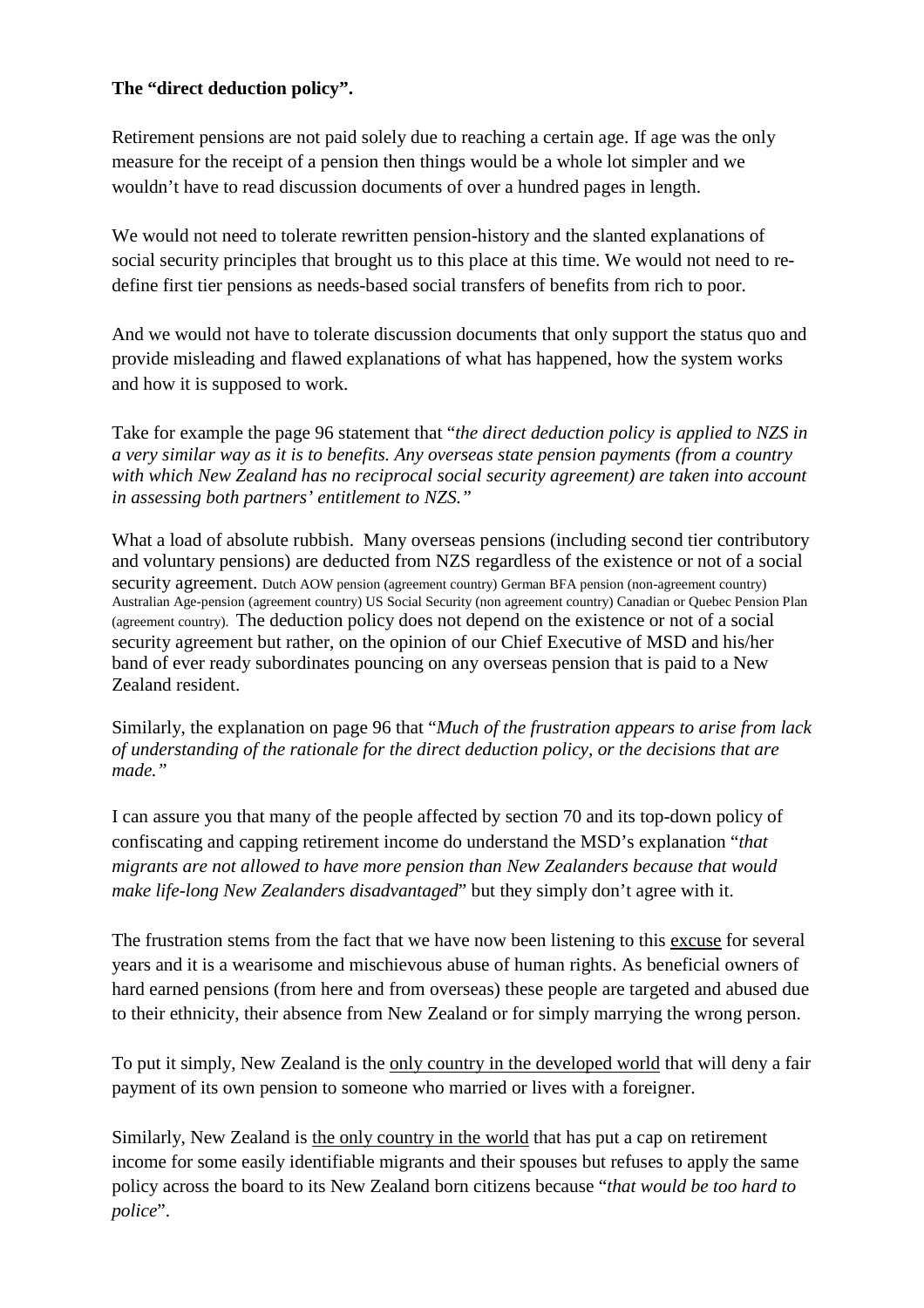**The "direct deduction policy".**

Retirement pensions are not paid solely due to reaching a certain age. If age was the only measure for the receipt of a pension then things would be a whole lot simpler and we wouldn't have to read discussion documents of over a hundred pages in length.

We would not need to tolerate rewritten pension-history and the slanted explanations of social security principles that brought us to this place at this time. We would not need to re-define first tier pensions as needs-based social transfers of benefits from rich to poor.

And we would not have to tolerate discussion documents that only support the status quo and provide misleading and flawed explanations of what has happened, how the system works and how it is supposed to work.

Take for example the page 96 statement that "*the direct deduction policy is applied to NZS in a very similar way as it is to benefits. Any overseas state pension payments (from a country with which New Zealand has no reciprocal social security agreement) are taken into account in assessing both partners' entitlement to NZS.*"

What a load of absolute rubbish. Many overseas pensions (including second tier contributory and voluntary pensions) are deducted from NZS regardless of the existence or not of a social security agreement. Dutch AOW pension (agreement country) German BFA pension (non-agreement country) Australian Age-pension (agreement country) US Social Security (non agreement country) Canadian or Quebec Pension Plan (agreement country). The deduction policy does not depend on the existence or not of a social security agreement but rather, on the opinion of our Chief Executive of MSD and his/her band of ever ready subordinates pouncing on any overseas pension that is paid to a New Zealand resident.

Similarly, the explanation on page 96 that "*Much of the frustration appears to arise from lack of understanding of the rationale for the direct deduction policy, or the decisions that are made.*"

I can assure you that many of the people affected by section 70 and its top-down policy of confiscating and capping retirement income do understand the MSD's explanation "*that migrants are not allowed to have more pension than New Zealanders because that would make life-long New Zealanders disadvantaged*" but they simply don't agree with it.

The frustration stems from the fact that we have now been listening to this excuse for several years and it is a wearisome and mischievous abuse of human rights. As beneficial owners of hard earned pensions (from here and from overseas) these people are targeted and abused due to their ethnicity, their absence from New Zealand or for simply marrying the wrong person.

To put it simply, New Zealand is the only country in the developed world that will deny a fair payment of its own pension to someone who married or lives with a foreigner.

Similarly, New Zealand is the only country in the world that has put a cap on retirement income for some easily identifiable migrants and their spouses but refuses to apply the same policy across the board to its New Zealand born citizens because "*that would be too hard to police*".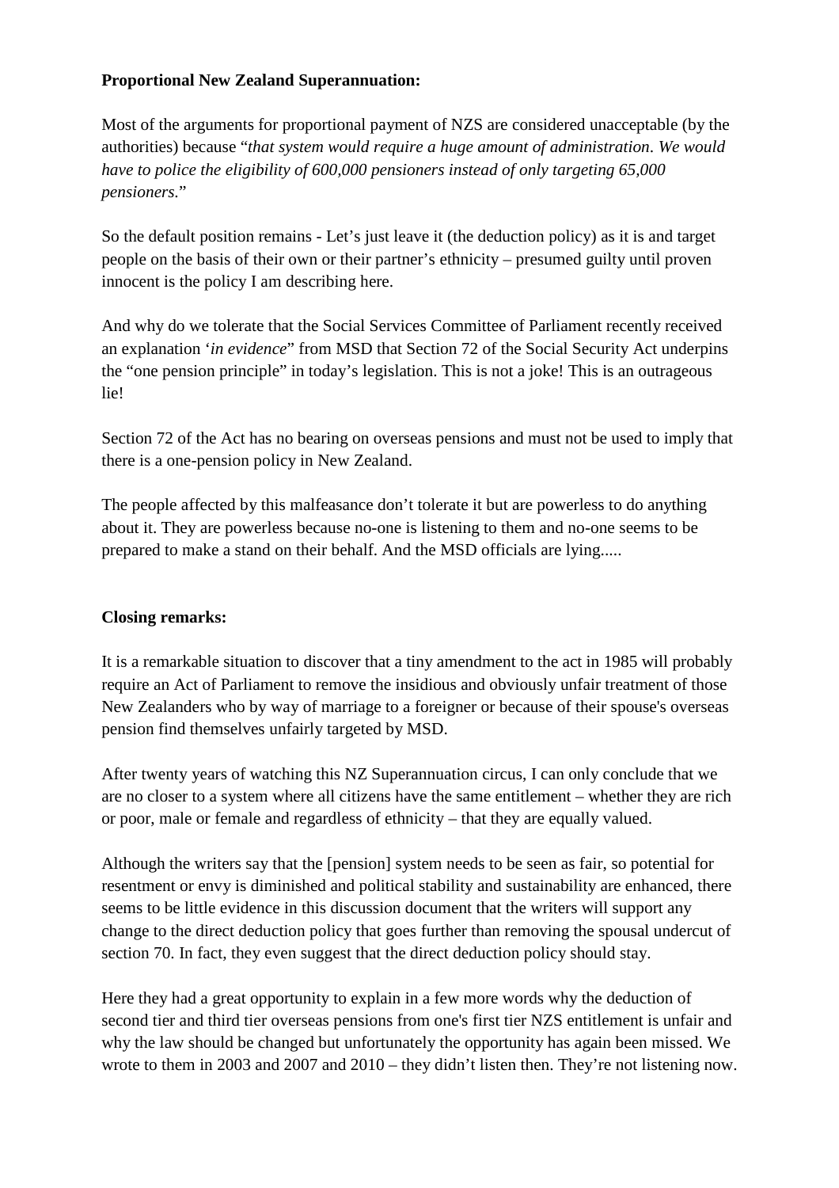**Proportional New Zealand Superannuation:**

Most of the arguments for proportional payment of NZS are considered unacceptable (by the authorities) because "*that system would require a huge amount of administration. We would have to police the eligibility of 600,000 pensioners instead of only targeting 65,000 pensioners.*"

So the default position remains - Let's just leave it (the deduction policy) as it is and target people on the basis of their own or their partner's ethnicity – presumed guilty until proven innocent is the policy I am describing here.

And why do we tolerate that the Social Services Committee of Parliament recently received an explanation '*in evidence*" from MSD that Section 72 of the Social Security Act underpins the "one pension principle" in today's legislation. This is not a joke! This is an outrageous lie!

Section 72 of the Act has no bearing on overseas pensions and must not be used to imply that there is a one-pension policy in New Zealand.

The people affected by this malfeasance don't tolerate it but are powerless to do anything about it. They are powerless because no-one is listening to them and no-one seems to be prepared to make a stand on their behalf. And the MSD officials are lying.....

**Closing remarks:**

It is a remarkable situation to discover that a tiny amendment to the act in 1985 will probably require an Act of Parliament to remove the insidious and obviously unfair treatment of those New Zealanders who by way of marriage to a foreigner or because of their spouse's overseas pension find themselves unfairly targeted by MSD.

After twenty years of watching this NZ Superannuation circus, I can only conclude that we are no closer to a system where all citizens have the same entitlement – whether they are rich or poor, male or female and regardless of ethnicity – that they are equally valued.

Although the writers say that the [pension] system needs to be seen as fair, so potential for resentment or envy is diminished and political stability and sustainability are enhanced, there seems to be little evidence in this discussion document that the writers will support any change to the direct deduction policy that goes further than removing the spousal undercut of section 70. In fact, they even suggest that the direct deduction policy should stay.

Here they had a great opportunity to explain in a few more words why the deduction of second tier and third tier overseas pensions from one's first tier NZS entitlement is unfair and why the law should be changed but unfortunately the opportunity has again been missed. We wrote to them in 2003 and 2007 and 2010 – they didn't listen then. They're not listening now.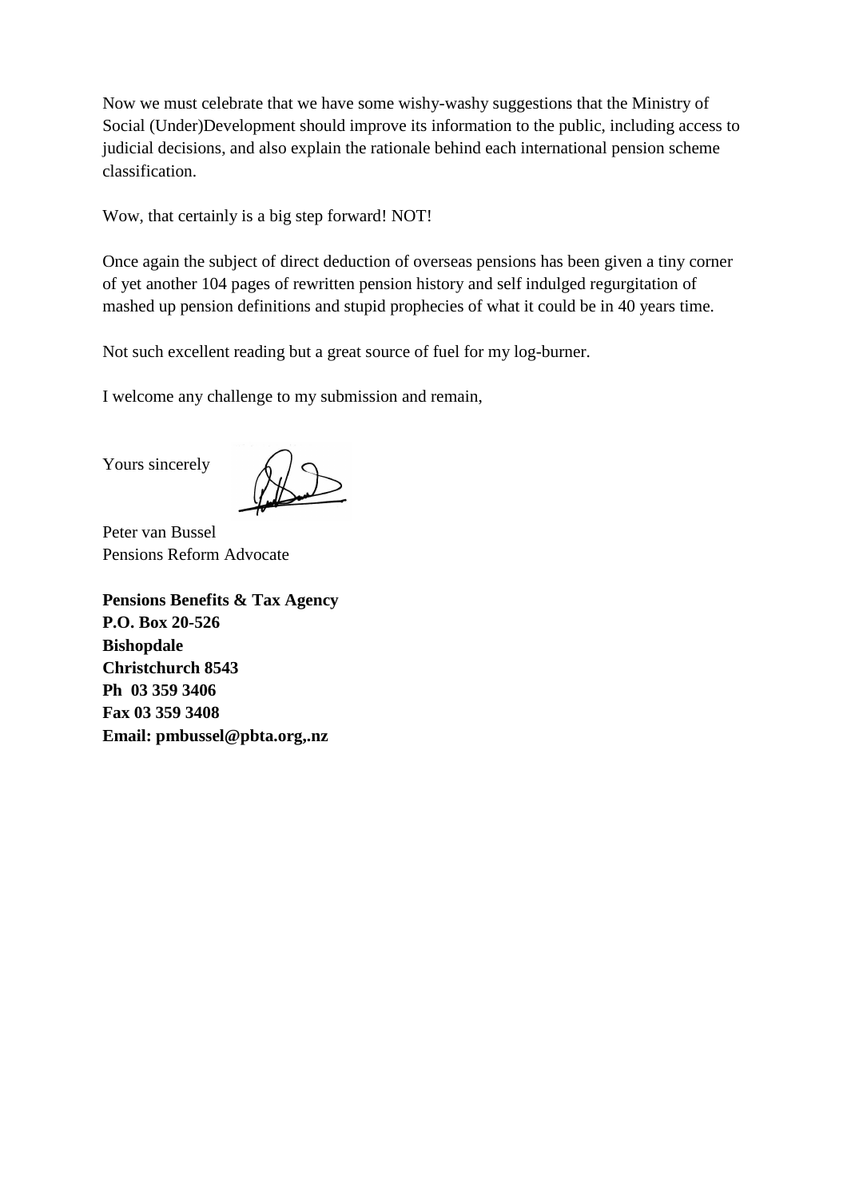Now we must celebrate that we have some wishy-washy suggestions that the Ministry of Social (Under)Development should improve its information to the public, including access to judicial decisions, and also explain the rationale behind each international pension scheme classification.

Wow, that certainly is a big step forward! NOT!

Once again the subject of direct deduction of overseas pensions has been given a tiny corner of yet another 104 pages of rewritten pension history and self indulged regurgitation of mashed up pension definitions and stupid prophecies of what it could be in 40 years time.

Not such excellent reading but a great source of fuel for my log-burner.

I welcome any challenge to my submission and remain,

Yours sincerely

Peter van Bussel
Pensions Reform Advocate

**Pensions Benefits & Tax Agency**
**P.O. Box 20-526**
**Bishopdale**
**Christchurch 8543**
**Ph 03 359 3406**
**Fax 03 359 3408**
**Email: pmbussel@pbta.org,.nz**